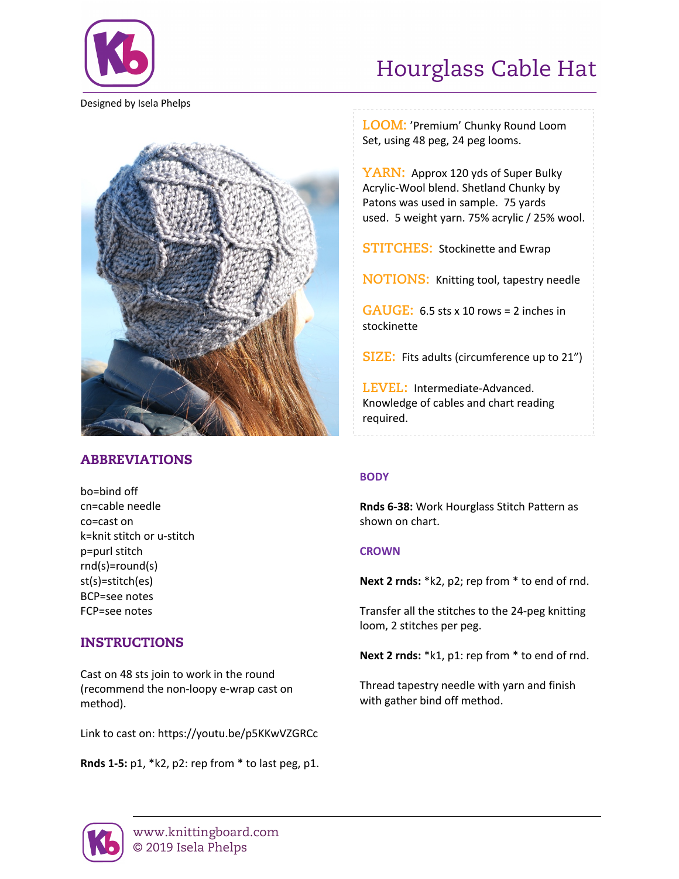# Hourglass Cable Hat

Designed by Isela Phelps

**LOOM:** 'Premium' Chunky Round Loom Set, using 48 peg, 24 peg looms.

**YARN:** Approx 120 yds of Super Bulky Acrylic-Wool blend. Shetland Chunky by Patons was used in sample. 75 yards used. 5 weight yarn. 75% acrylic / 25% wool.

**STITCHES:** Stockinette and Ewrap

**NOTIONS:** Knitting tool, tapestry needle

**GAUGE:** 6.5 sts x 10 rows = 2 inches in stockinette

**SIZE:** Fits adults (circumference up to 21")

**LEVEL:** Intermediate-Advanced. Knowledge of cables and chart reading required.

## ABBREVIATIONS

bo=bind off
cn=cable needle
co=cast on
k=knit stitch or u-stitch
p=purl stitch
rnd(s)=round(s)
st(s)=stitch(es)
BCP=see notes
FCP=see notes

## INSTRUCTIONS

Cast on 48 sts join to work in the round (recommend the non-loopy e-wrap cast on method).

Link to cast on: https://youtu.be/p5KKwVZGRCc

**Rnds 1-5:** p1, *k2, p2: rep from * to last peg, p1.

### BODY

**Rnds 6-38:** Work Hourglass Stitch Pattern as shown on chart.

### CROWN

**Next 2 rnds:** *k2, p2; rep from * to end of rnd.

Transfer all the stitches to the 24-peg knitting loom, 2 stitches per peg.

**Next 2 rnds:** *k1, p1: rep from * to end of rnd.

Thread tapestry needle with yarn and finish with gather bind off method.

www.knittingboard.com
© 2019 Isela Phelps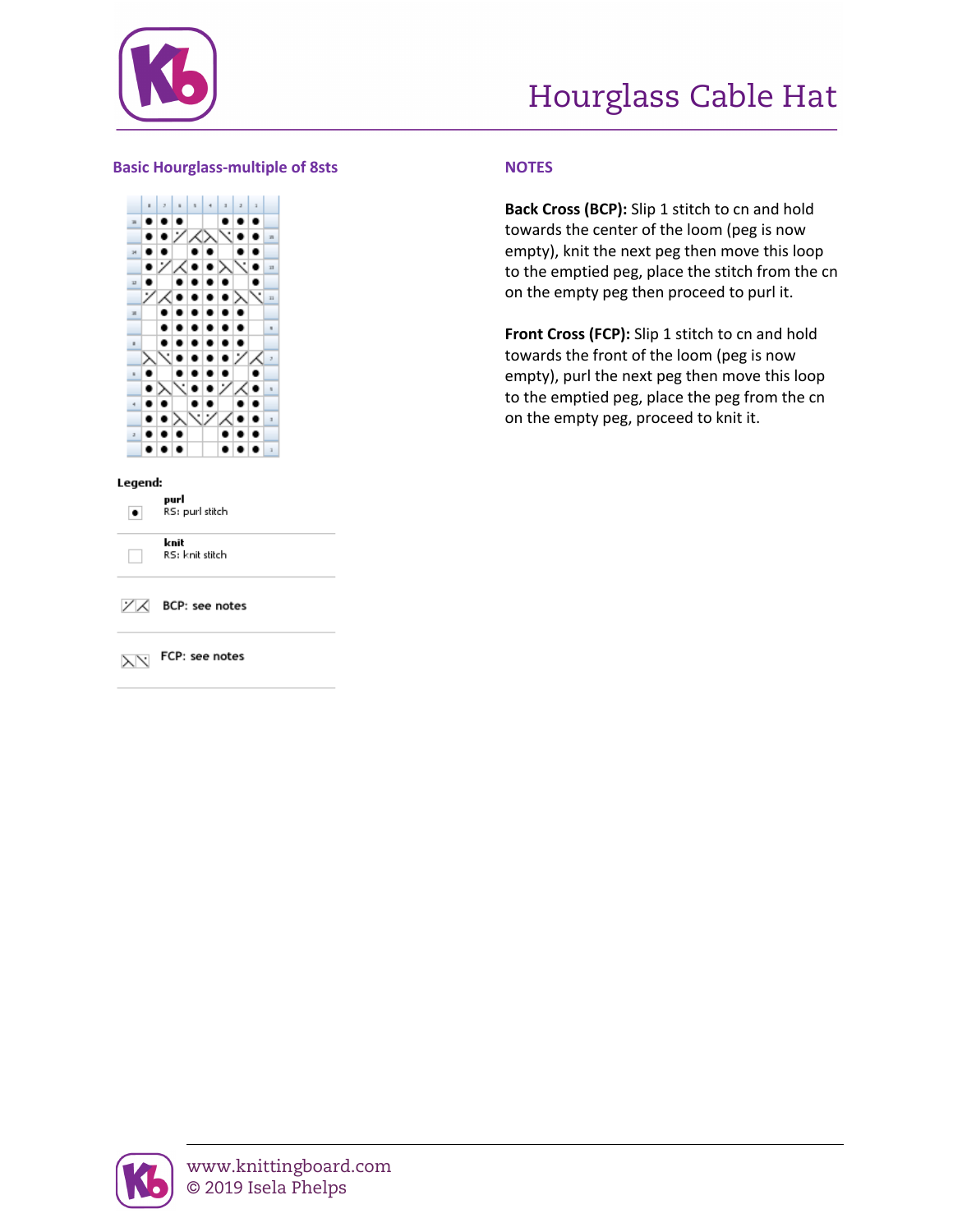### Basic Hourglass-multiple of 8sts

**Legend:**

| | |
|---|---|
| ● | **purl** RS: purl stitch |
| ☐ | **knit** RS: knit stitch |
| | BCP: see notes |
| | FCP: see notes |

### NOTES

**Back Cross (BCP):** Slip 1 stitch to cn and hold towards the center of the loom (peg is now empty), knit the next peg then move this loop to the emptied peg, place the stitch from the cn on the empty peg then proceed to purl it.

**Front Cross (FCP):** Slip 1 stitch to cn and hold towards the front of the loom (peg is now empty), purl the next peg then move this loop to the emptied peg, place the peg from the cn on the empty peg, proceed to knit it.

www.knittingboard.com
© 2019 Isela Phelps